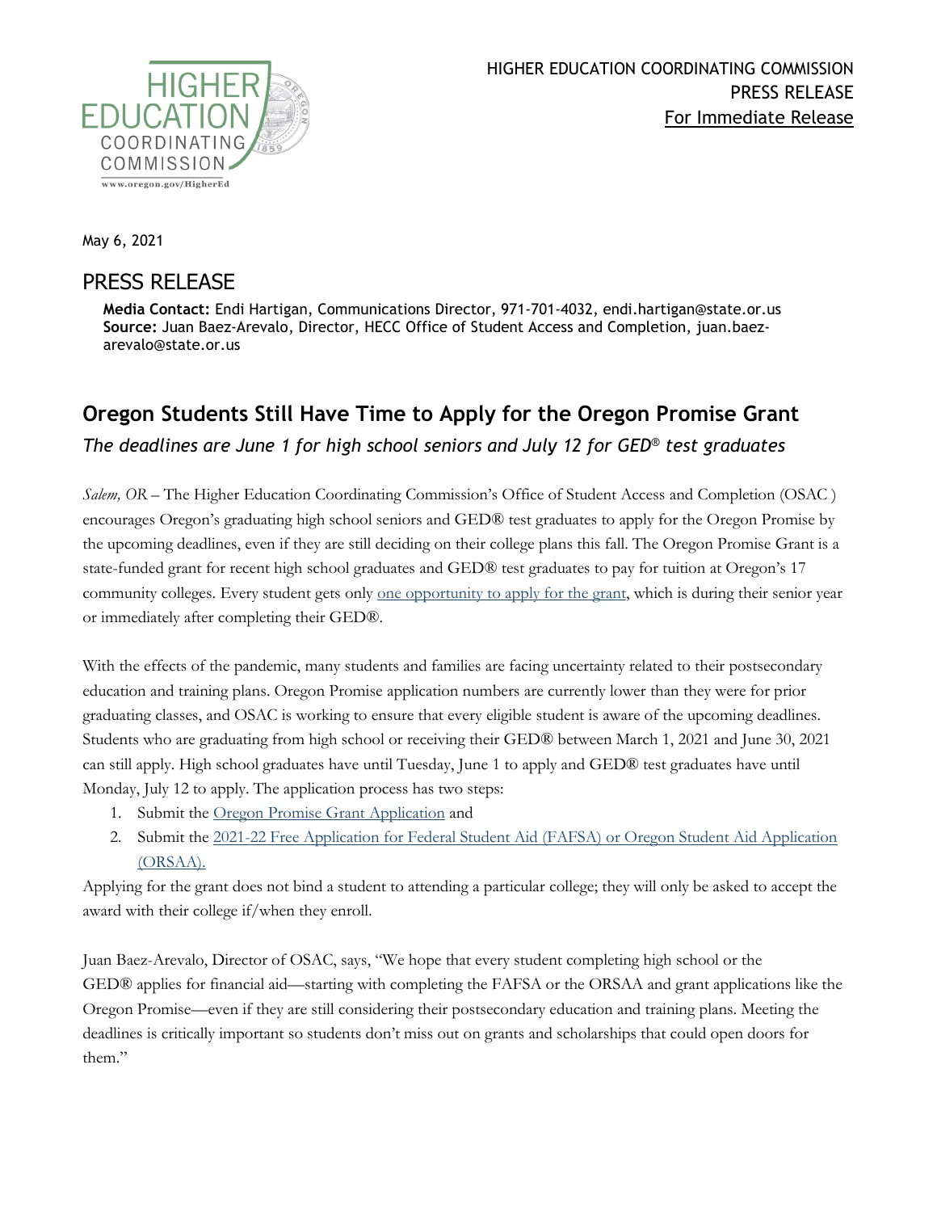HIGHER EDUCATION COORDINATING COMMISSION
PRESS RELEASE
For Immediate Release

May 6, 2021

# PRESS RELEASE

**Media Contact:** Endi Hartigan, Communications Director, 971-701-4032, endi.hartigan@state.or.us
**Source:** Juan Baez-Arevalo, Director, HECC Office of Student Access and Completion, juan.baez-arevalo@state.or.us

## Oregon Students Still Have Time to Apply for the Oregon Promise Grant

*The deadlines are June 1 for high school seniors and July 12 for GED® test graduates*

*Salem, OR* – The Higher Education Coordinating Commission's Office of Student Access and Completion (OSAC ) encourages Oregon's graduating high school seniors and GED® test graduates to apply for the Oregon Promise by the upcoming deadlines, even if they are still deciding on their college plans this fall. The Oregon Promise Grant is a state-funded grant for recent high school graduates and GED® test graduates to pay for tuition at Oregon's 17 community colleges. Every student gets only one opportunity to apply for the grant, which is during their senior year or immediately after completing their GED®.

With the effects of the pandemic, many students and families are facing uncertainty related to their postsecondary education and training plans. Oregon Promise application numbers are currently lower than they were for prior graduating classes, and OSAC is working to ensure that every eligible student is aware of the upcoming deadlines. Students who are graduating from high school or receiving their GED® between March 1, 2021 and June 30, 2021 can still apply. High school graduates have until Tuesday, June 1 to apply and GED® test graduates have until Monday, July 12 to apply. The application process has two steps:

1. Submit the Oregon Promise Grant Application and
2. Submit the 2021-22 Free Application for Federal Student Aid (FAFSA) or Oregon Student Aid Application (ORSAA).

Applying for the grant does not bind a student to attending a particular college; they will only be asked to accept the award with their college if/when they enroll.

Juan Baez-Arevalo, Director of OSAC, says, "We hope that every student completing high school or the GED® applies for financial aid—starting with completing the FAFSA or the ORSAA and grant applications like the Oregon Promise—even if they are still considering their postsecondary education and training plans. Meeting the deadlines is critically important so students don't miss out on grants and scholarships that could open doors for them."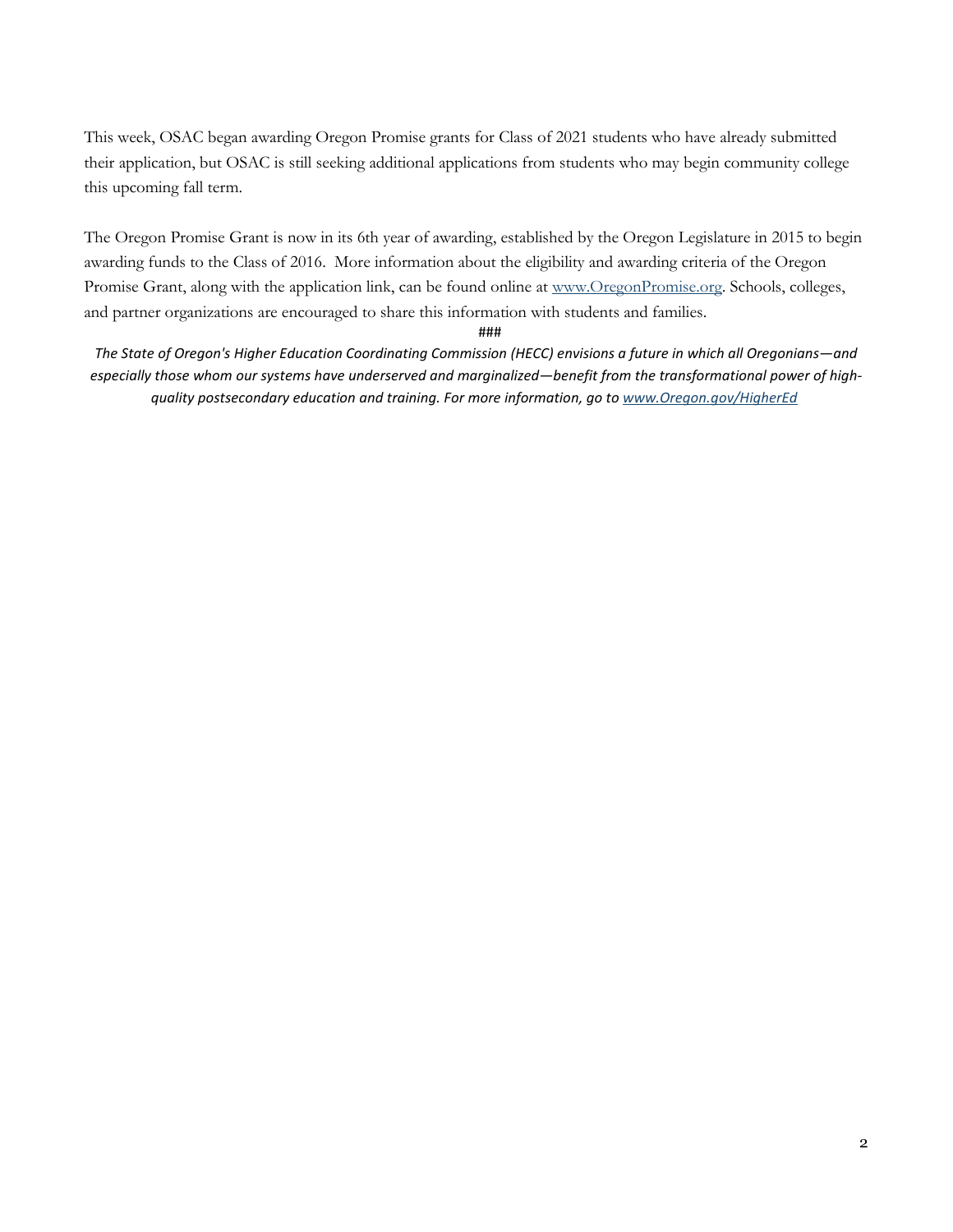This week, OSAC began awarding Oregon Promise grants for Class of 2021 students who have already submitted their application, but OSAC is still seeking additional applications from students who may begin community college this upcoming fall term.

The Oregon Promise Grant is now in its 6th year of awarding, established by the Oregon Legislature in 2015 to begin awarding funds to the Class of 2016. More information about the eligibility and awarding criteria of the Oregon Promise Grant, along with the application link, can be found online at [www.OregonPromise.org](http://www.OregonPromise.org). Schools, colleges, and partner organizations are encouraged to share this information with students and families.

###

*The State of Oregon's Higher Education Coordinating Commission (HECC) envisions a future in which all Oregonians—and especially those whom our systems have underserved and marginalized—benefit from the transformational power of high-quality postsecondary education and training. For more information, go to [www.Oregon.gov/HigherEd](http://www.Oregon.gov/HigherEd)*